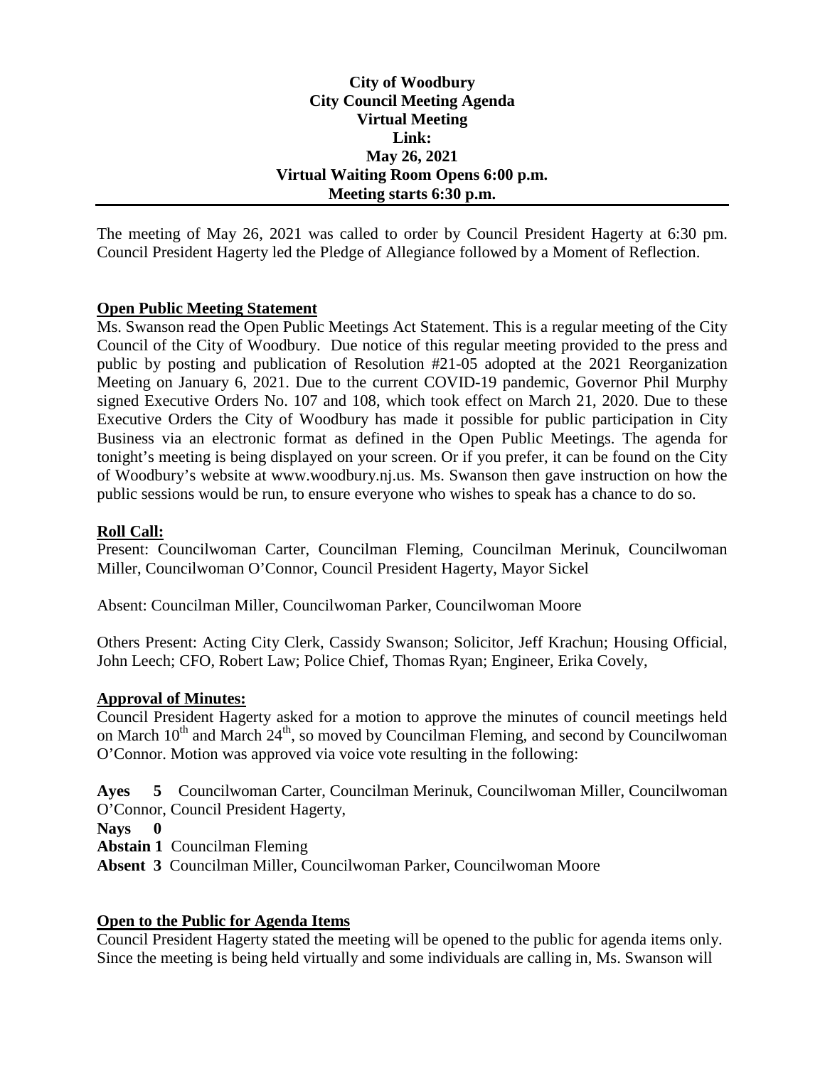**City of Woodbury**
**City Council Meeting Agenda**
**Virtual Meeting**
**Link:**
**May 26, 2021**
**Virtual Waiting Room Opens 6:00 p.m.**
**Meeting starts 6:30 p.m.**

---

The meeting of May 26, 2021 was called to order by Council President Hagerty at 6:30 pm. Council President Hagerty led the Pledge of Allegiance followed by a Moment of Reflection.

**Open Public Meeting Statement**

Ms. Swanson read the Open Public Meetings Act Statement. This is a regular meeting of the City Council of the City of Woodbury. Due notice of this regular meeting provided to the press and public by posting and publication of Resolution #21-05 adopted at the 2021 Reorganization Meeting on January 6, 2021. Due to the current COVID-19 pandemic, Governor Phil Murphy signed Executive Orders No. 107 and 108, which took effect on March 21, 2020. Due to these Executive Orders the City of Woodbury has made it possible for public participation in City Business via an electronic format as defined in the Open Public Meetings. The agenda for tonight's meeting is being displayed on your screen. Or if you prefer, it can be found on the City of Woodbury's website at www.woodbury.nj.us. Ms. Swanson then gave instruction on how the public sessions would be run, to ensure everyone who wishes to speak has a chance to do so.

**Roll Call:**

Present: Councilwoman Carter, Councilman Fleming, Councilman Merinuk, Councilwoman Miller, Councilwoman O'Connor, Council President Hagerty, Mayor Sickel

Absent: Councilman Miller, Councilwoman Parker, Councilwoman Moore

Others Present: Acting City Clerk, Cassidy Swanson; Solicitor, Jeff Krachun; Housing Official, John Leech; CFO, Robert Law; Police Chief, Thomas Ryan; Engineer, Erika Covely,

**Approval of Minutes:**

Council President Hagerty asked for a motion to approve the minutes of council meetings held on March 10th and March 24th, so moved by Councilman Fleming, and second by Councilwoman O'Connor. Motion was approved via voice vote resulting in the following:

**Ayes 5** Councilwoman Carter, Councilman Merinuk, Councilwoman Miller, Councilwoman O'Connor, Council President Hagerty,
**Nays 0**
**Abstain 1** Councilman Fleming
**Absent 3** Councilman Miller, Councilwoman Parker, Councilwoman Moore

**Open to the Public for Agenda Items**

Council President Hagerty stated the meeting will be opened to the public for agenda items only. Since the meeting is being held virtually and some individuals are calling in, Ms. Swanson will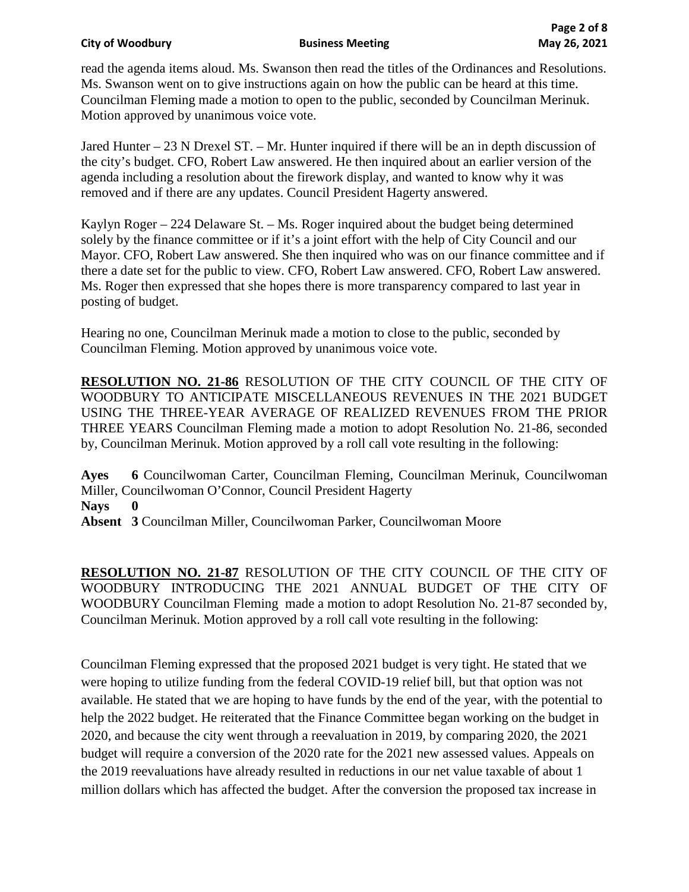read the agenda items aloud. Ms. Swanson then read the titles of the Ordinances and Resolutions. Ms. Swanson went on to give instructions again on how the public can be heard at this time. Councilman Fleming made a motion to open to the public, seconded by Councilman Merinuk. Motion approved by unanimous voice vote.

Jared Hunter – 23 N Drexel ST. – Mr. Hunter inquired if there will be an in depth discussion of the city's budget. CFO, Robert Law answered. He then inquired about an earlier version of the agenda including a resolution about the firework display, and wanted to know why it was removed and if there are any updates. Council President Hagerty answered.

Kaylyn Roger – 224 Delaware St. – Ms. Roger inquired about the budget being determined solely by the finance committee or if it's a joint effort with the help of City Council and our Mayor. CFO, Robert Law answered. She then inquired who was on our finance committee and if there a date set for the public to view. CFO, Robert Law answered. CFO, Robert Law answered. Ms. Roger then expressed that she hopes there is more transparency compared to last year in posting of budget.

Hearing no one, Councilman Merinuk made a motion to close to the public, seconded by Councilman Fleming. Motion approved by unanimous voice vote.

**RESOLUTION NO. 21-86** RESOLUTION OF THE CITY COUNCIL OF THE CITY OF WOODBURY TO ANTICIPATE MISCELLANEOUS REVENUES IN THE 2021 BUDGET USING THE THREE-YEAR AVERAGE OF REALIZED REVENUES FROM THE PRIOR THREE YEARS Councilman Fleming made a motion to adopt Resolution No. 21-86, seconded by, Councilman Merinuk. Motion approved by a roll call vote resulting in the following:

**Ayes 6** Councilwoman Carter, Councilman Fleming, Councilman Merinuk, Councilwoman Miller, Councilwoman O'Connor, Council President Hagerty
**Nays 0**
**Absent 3** Councilman Miller, Councilwoman Parker, Councilwoman Moore

**RESOLUTION NO. 21-87** RESOLUTION OF THE CITY COUNCIL OF THE CITY OF WOODBURY INTRODUCING THE 2021 ANNUAL BUDGET OF THE CITY OF WOODBURY Councilman Fleming made a motion to adopt Resolution No. 21-87 seconded by, Councilman Merinuk. Motion approved by a roll call vote resulting in the following:

Councilman Fleming expressed that the proposed 2021 budget is very tight. He stated that we were hoping to utilize funding from the federal COVID-19 relief bill, but that option was not available. He stated that we are hoping to have funds by the end of the year, with the potential to help the 2022 budget. He reiterated that the Finance Committee began working on the budget in 2020, and because the city went through a reevaluation in 2019, by comparing 2020, the 2021 budget will require a conversion of the 2020 rate for the 2021 new assessed values. Appeals on the 2019 reevaluations have already resulted in reductions in our net value taxable of about 1 million dollars which has affected the budget. After the conversion the proposed tax increase in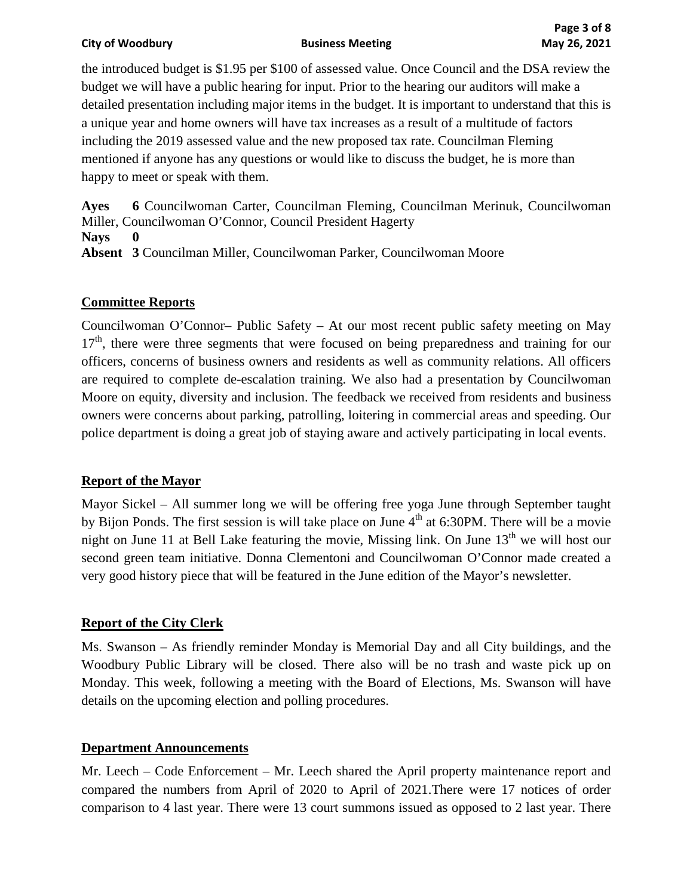the introduced budget is $1.95 per $100 of assessed value. Once Council and the DSA review the budget we will have a public hearing for input. Prior to the hearing our auditors will make a detailed presentation including major items in the budget. It is important to understand that this is a unique year and home owners will have tax increases as a result of a multitude of factors including the 2019 assessed value and the new proposed tax rate. Councilman Fleming mentioned if anyone has any questions or would like to discuss the budget, he is more than happy to meet or speak with them.

**Ayes 6** Councilwoman Carter, Councilman Fleming, Councilman Merinuk, Councilwoman Miller, Councilwoman O'Connor, Council President Hagerty
**Nays 0**
**Absent 3** Councilman Miller, Councilwoman Parker, Councilwoman Moore

## Committee Reports

Councilwoman O'Connor– Public Safety – At our most recent public safety meeting on May 17th, there were three segments that were focused on being preparedness and training for our officers, concerns of business owners and residents as well as community relations. All officers are required to complete de-escalation training. We also had a presentation by Councilwoman Moore on equity, diversity and inclusion. The feedback we received from residents and business owners were concerns about parking, patrolling, loitering in commercial areas and speeding. Our police department is doing a great job of staying aware and actively participating in local events.

## Report of the Mayor

Mayor Sickel – All summer long we will be offering free yoga June through September taught by Bijon Ponds. The first session is will take place on June 4th at 6:30PM. There will be a movie night on June 11 at Bell Lake featuring the movie, Missing link. On June 13th we will host our second green team initiative. Donna Clementoni and Councilwoman O'Connor made created a very good history piece that will be featured in the June edition of the Mayor's newsletter.

## Report of the City Clerk

Ms. Swanson – As friendly reminder Monday is Memorial Day and all City buildings, and the Woodbury Public Library will be closed. There also will be no trash and waste pick up on Monday. This week, following a meeting with the Board of Elections, Ms. Swanson will have details on the upcoming election and polling procedures.

## Department Announcements

Mr. Leech – Code Enforcement – Mr. Leech shared the April property maintenance report and compared the numbers from April of 2020 to April of 2021.There were 17 notices of order comparison to 4 last year. There were 13 court summons issued as opposed to 2 last year. There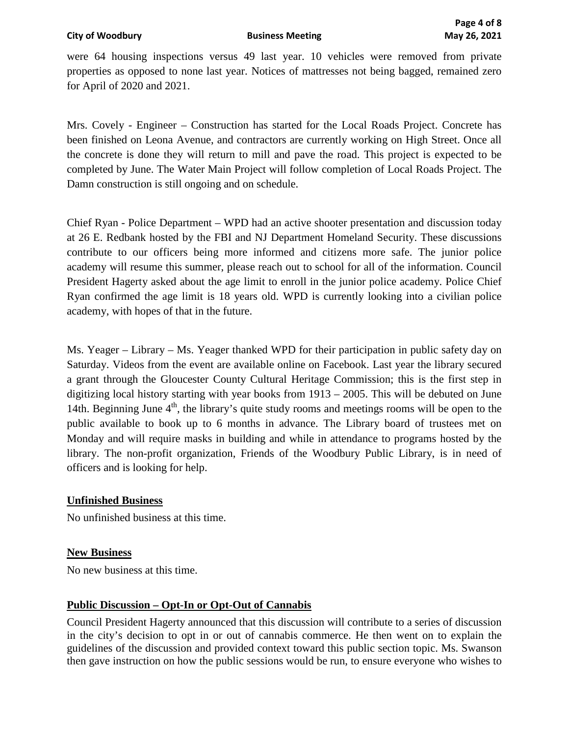were 64 housing inspections versus 49 last year. 10 vehicles were removed from private properties as opposed to none last year. Notices of mattresses not being bagged, remained zero for April of 2020 and 2021.

Mrs. Covely - Engineer – Construction has started for the Local Roads Project. Concrete has been finished on Leona Avenue, and contractors are currently working on High Street. Once all the concrete is done they will return to mill and pave the road. This project is expected to be completed by June. The Water Main Project will follow completion of Local Roads Project. The Damn construction is still ongoing and on schedule.

Chief Ryan - Police Department – WPD had an active shooter presentation and discussion today at 26 E. Redbank hosted by the FBI and NJ Department Homeland Security. These discussions contribute to our officers being more informed and citizens more safe. The junior police academy will resume this summer, please reach out to school for all of the information. Council President Hagerty asked about the age limit to enroll in the junior police academy. Police Chief Ryan confirmed the age limit is 18 years old. WPD is currently looking into a civilian police academy, with hopes of that in the future.

Ms. Yeager – Library – Ms. Yeager thanked WPD for their participation in public safety day on Saturday. Videos from the event are available online on Facebook. Last year the library secured a grant through the Gloucester County Cultural Heritage Commission; this is the first step in digitizing local history starting with year books from 1913 – 2005. This will be debuted on June 14th. Beginning June 4th, the library's quite study rooms and meetings rooms will be open to the public available to book up to 6 months in advance. The Library board of trustees met on Monday and will require masks in building and while in attendance to programs hosted by the library. The non-profit organization, Friends of the Woodbury Public Library, is in need of officers and is looking for help.

## Unfinished Business

No unfinished business at this time.

## New Business

No new business at this time.

## Public Discussion – Opt-In or Opt-Out of Cannabis

Council President Hagerty announced that this discussion will contribute to a series of discussion in the city's decision to opt in or out of cannabis commerce. He then went on to explain the guidelines of the discussion and provided context toward this public section topic. Ms. Swanson then gave instruction on how the public sessions would be run, to ensure everyone who wishes to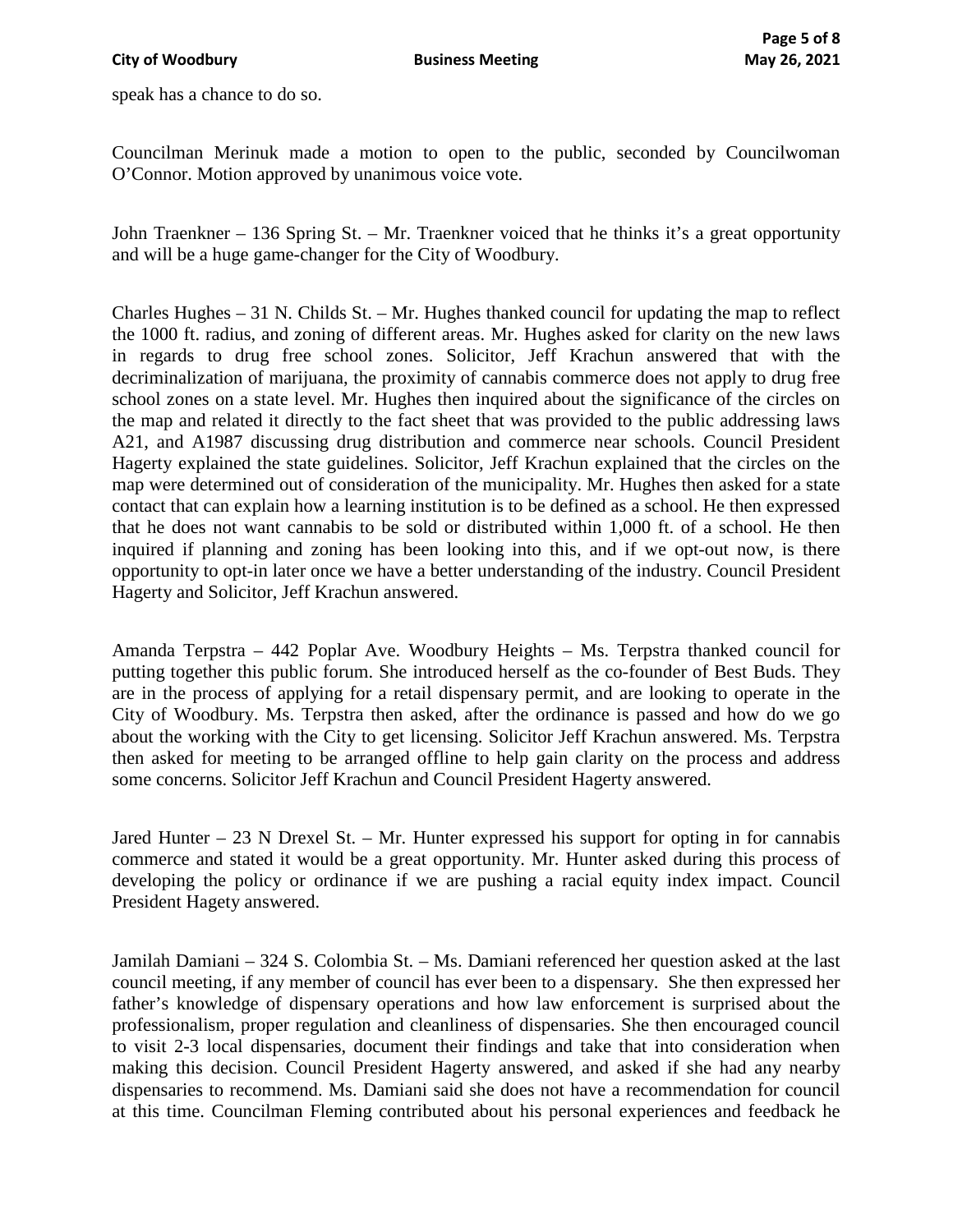speak has a chance to do so.

Councilman Merinuk made a motion to open to the public, seconded by Councilwoman O'Connor. Motion approved by unanimous voice vote.

John Traenkner – 136 Spring St. – Mr. Traenkner voiced that he thinks it's a great opportunity and will be a huge game-changer for the City of Woodbury.

Charles Hughes – 31 N. Childs St. – Mr. Hughes thanked council for updating the map to reflect the 1000 ft. radius, and zoning of different areas. Mr. Hughes asked for clarity on the new laws in regards to drug free school zones. Solicitor, Jeff Krachun answered that with the decriminalization of marijuana, the proximity of cannabis commerce does not apply to drug free school zones on a state level. Mr. Hughes then inquired about the significance of the circles on the map and related it directly to the fact sheet that was provided to the public addressing laws A21, and A1987 discussing drug distribution and commerce near schools. Council President Hagerty explained the state guidelines. Solicitor, Jeff Krachun explained that the circles on the map were determined out of consideration of the municipality. Mr. Hughes then asked for a state contact that can explain how a learning institution is to be defined as a school. He then expressed that he does not want cannabis to be sold or distributed within 1,000 ft. of a school. He then inquired if planning and zoning has been looking into this, and if we opt-out now, is there opportunity to opt-in later once we have a better understanding of the industry. Council President Hagerty and Solicitor, Jeff Krachun answered.

Amanda Terpstra – 442 Poplar Ave. Woodbury Heights – Ms. Terpstra thanked council for putting together this public forum. She introduced herself as the co-founder of Best Buds. They are in the process of applying for a retail dispensary permit, and are looking to operate in the City of Woodbury. Ms. Terpstra then asked, after the ordinance is passed and how do we go about the working with the City to get licensing. Solicitor Jeff Krachun answered. Ms. Terpstra then asked for meeting to be arranged offline to help gain clarity on the process and address some concerns. Solicitor Jeff Krachun and Council President Hagerty answered.

Jared Hunter – 23 N Drexel St. – Mr. Hunter expressed his support for opting in for cannabis commerce and stated it would be a great opportunity. Mr. Hunter asked during this process of developing the policy or ordinance if we are pushing a racial equity index impact. Council President Hagety answered.

Jamilah Damiani – 324 S. Colombia St. – Ms. Damiani referenced her question asked at the last council meeting, if any member of council has ever been to a dispensary. She then expressed her father's knowledge of dispensary operations and how law enforcement is surprised about the professionalism, proper regulation and cleanliness of dispensaries. She then encouraged council to visit 2-3 local dispensaries, document their findings and take that into consideration when making this decision. Council President Hagerty answered, and asked if she had any nearby dispensaries to recommend. Ms. Damiani said she does not have a recommendation for council at this time. Councilman Fleming contributed about his personal experiences and feedback he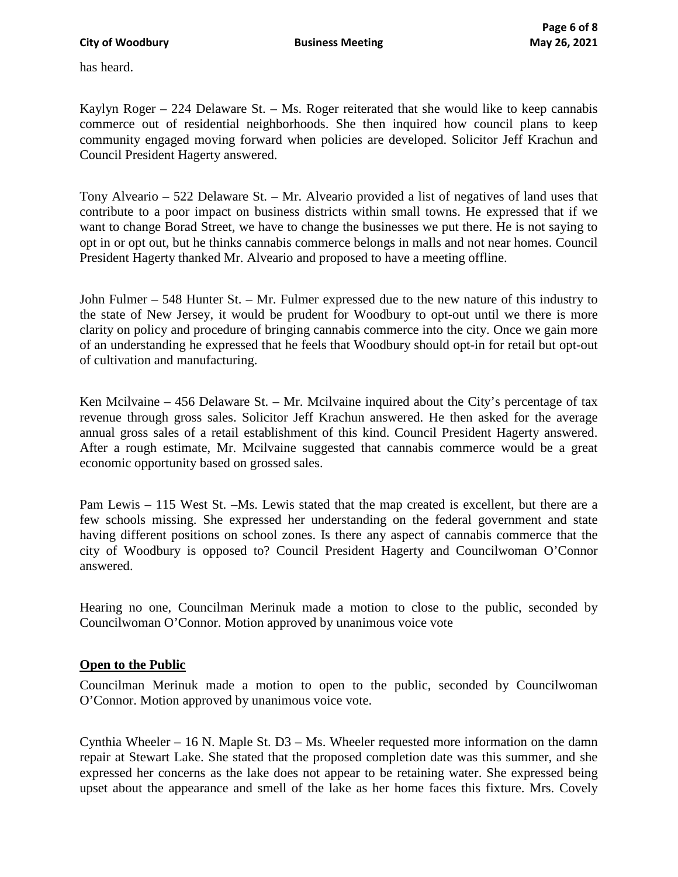has heard.

Kaylyn Roger – 224 Delaware St. – Ms. Roger reiterated that she would like to keep cannabis commerce out of residential neighborhoods. She then inquired how council plans to keep community engaged moving forward when policies are developed. Solicitor Jeff Krachun and Council President Hagerty answered.

Tony Alveario – 522 Delaware St. – Mr. Alveario provided a list of negatives of land uses that contribute to a poor impact on business districts within small towns. He expressed that if we want to change Borad Street, we have to change the businesses we put there. He is not saying to opt in or opt out, but he thinks cannabis commerce belongs in malls and not near homes. Council President Hagerty thanked Mr. Alveario and proposed to have a meeting offline.

John Fulmer – 548 Hunter St. – Mr. Fulmer expressed due to the new nature of this industry to the state of New Jersey, it would be prudent for Woodbury to opt-out until we there is more clarity on policy and procedure of bringing cannabis commerce into the city. Once we gain more of an understanding he expressed that he feels that Woodbury should opt-in for retail but opt-out of cultivation and manufacturing.

Ken Mcilvaine – 456 Delaware St. – Mr. Mcilvaine inquired about the City's percentage of tax revenue through gross sales. Solicitor Jeff Krachun answered. He then asked for the average annual gross sales of a retail establishment of this kind. Council President Hagerty answered. After a rough estimate, Mr. Mcilvaine suggested that cannabis commerce would be a great economic opportunity based on grossed sales.

Pam Lewis – 115 West St. –Ms. Lewis stated that the map created is excellent, but there are a few schools missing. She expressed her understanding on the federal government and state having different positions on school zones. Is there any aspect of cannabis commerce that the city of Woodbury is opposed to? Council President Hagerty and Councilwoman O'Connor answered.

Hearing no one, Councilman Merinuk made a motion to close to the public, seconded by Councilwoman O'Connor. Motion approved by unanimous voice vote

## Open to the Public

Councilman Merinuk made a motion to open to the public, seconded by Councilwoman O'Connor. Motion approved by unanimous voice vote.

Cynthia Wheeler – 16 N. Maple St. D3 – Ms. Wheeler requested more information on the damn repair at Stewart Lake. She stated that the proposed completion date was this summer, and she expressed her concerns as the lake does not appear to be retaining water. She expressed being upset about the appearance and smell of the lake as her home faces this fixture. Mrs. Covely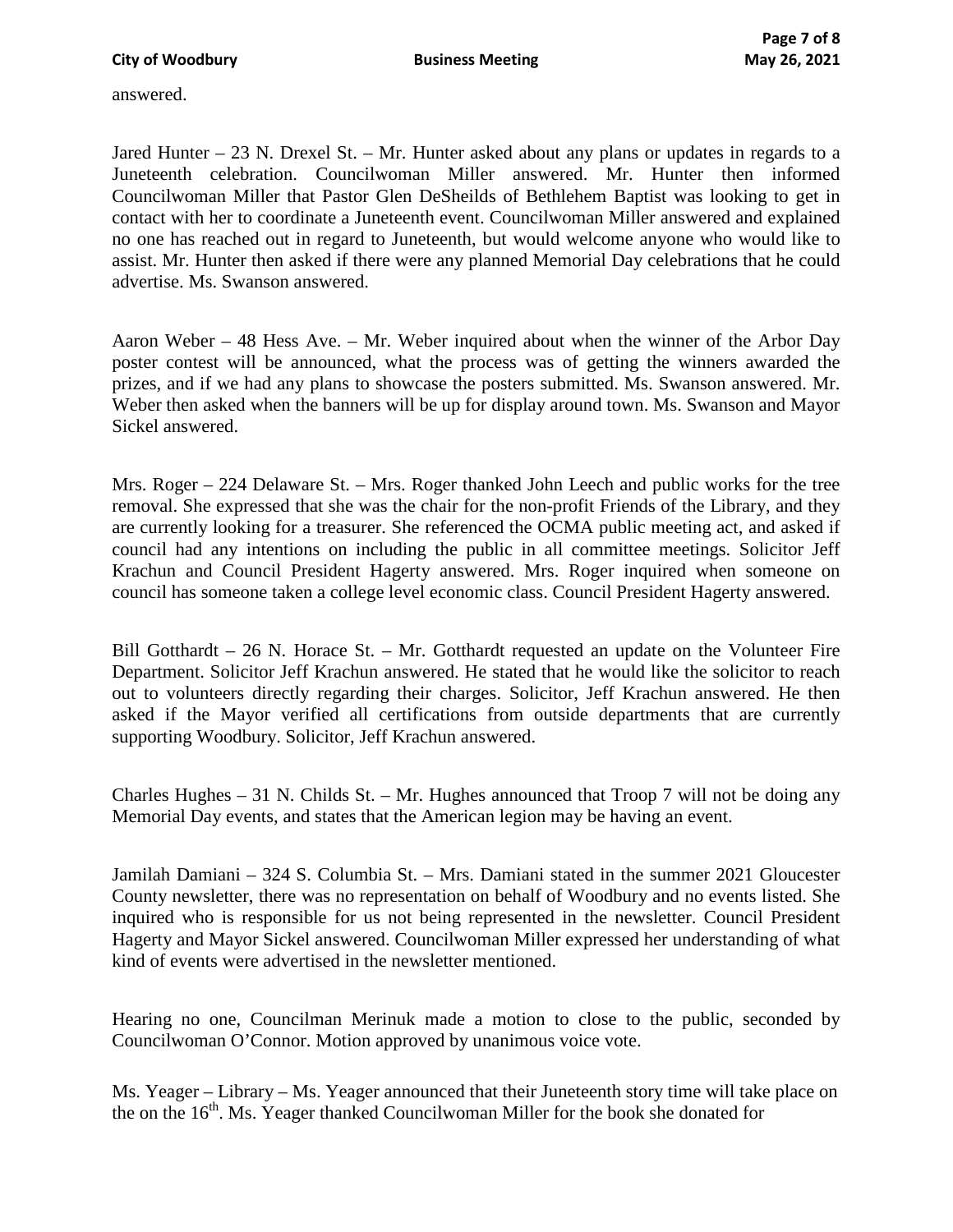answered.

Jared Hunter – 23 N. Drexel St. – Mr. Hunter asked about any plans or updates in regards to a Juneteenth celebration. Councilwoman Miller answered. Mr. Hunter then informed Councilwoman Miller that Pastor Glen DeSheilds of Bethlehem Baptist was looking to get in contact with her to coordinate a Juneteenth event. Councilwoman Miller answered and explained no one has reached out in regard to Juneteenth, but would welcome anyone who would like to assist. Mr. Hunter then asked if there were any planned Memorial Day celebrations that he could advertise. Ms. Swanson answered.

Aaron Weber – 48 Hess Ave. – Mr. Weber inquired about when the winner of the Arbor Day poster contest will be announced, what the process was of getting the winners awarded the prizes, and if we had any plans to showcase the posters submitted. Ms. Swanson answered. Mr. Weber then asked when the banners will be up for display around town. Ms. Swanson and Mayor Sickel answered.

Mrs. Roger – 224 Delaware St. – Mrs. Roger thanked John Leech and public works for the tree removal. She expressed that she was the chair for the non-profit Friends of the Library, and they are currently looking for a treasurer. She referenced the OCMA public meeting act, and asked if council had any intentions on including the public in all committee meetings. Solicitor Jeff Krachun and Council President Hagerty answered. Mrs. Roger inquired when someone on council has someone taken a college level economic class. Council President Hagerty answered.

Bill Gotthardt – 26 N. Horace St. – Mr. Gotthardt requested an update on the Volunteer Fire Department. Solicitor Jeff Krachun answered. He stated that he would like the solicitor to reach out to volunteers directly regarding their charges. Solicitor, Jeff Krachun answered. He then asked if the Mayor verified all certifications from outside departments that are currently supporting Woodbury. Solicitor, Jeff Krachun answered.

Charles Hughes – 31 N. Childs St. – Mr. Hughes announced that Troop 7 will not be doing any Memorial Day events, and states that the American legion may be having an event.

Jamilah Damiani – 324 S. Columbia St. – Mrs. Damiani stated in the summer 2021 Gloucester County newsletter, there was no representation on behalf of Woodbury and no events listed. She inquired who is responsible for us not being represented in the newsletter. Council President Hagerty and Mayor Sickel answered. Councilwoman Miller expressed her understanding of what kind of events were advertised in the newsletter mentioned.

Hearing no one, Councilman Merinuk made a motion to close to the public, seconded by Councilwoman O'Connor. Motion approved by unanimous voice vote.

Ms. Yeager – Library – Ms. Yeager announced that their Juneteenth story time will take place on the on the 16th. Ms. Yeager thanked Councilwoman Miller for the book she donated for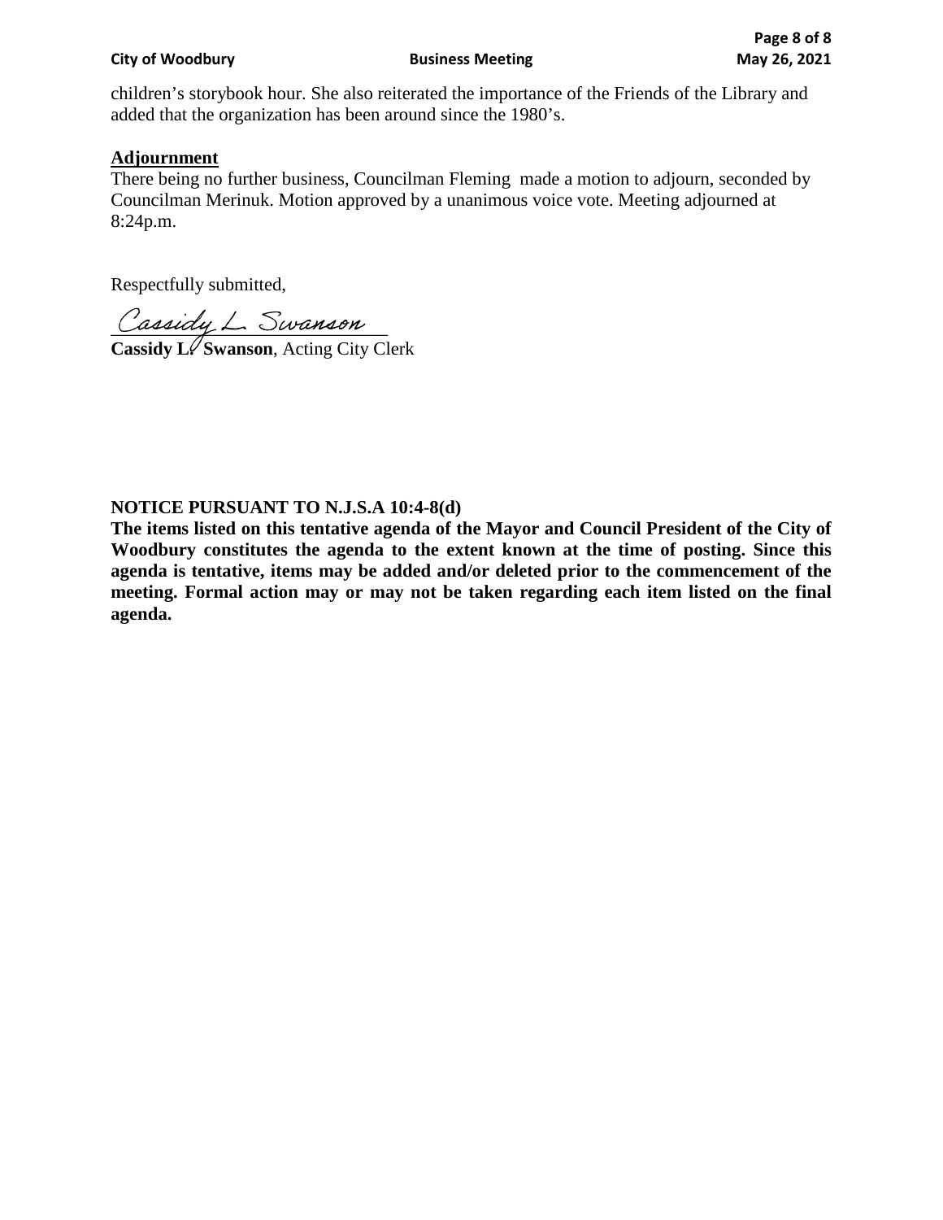children's storybook hour. She also reiterated the importance of the Friends of the Library and added that the organization has been around since the 1980's.

**Adjournment**

There being no further business, Councilman Fleming made a motion to adjourn, seconded by Councilman Merinuk. Motion approved by a unanimous voice vote. Meeting adjourned at 8:24p.m.

Respectfully submitted,

Cassidy L. Swanson

**Cassidy L. Swanson**, Acting City Clerk

**NOTICE PURSUANT TO N.J.S.A 10:4-8(d)**

**The items listed on this tentative agenda of the Mayor and Council President of the City of Woodbury constitutes the agenda to the extent known at the time of posting. Since this agenda is tentative, items may be added and/or deleted prior to the commencement of the meeting. Formal action may or may not be taken regarding each item listed on the final agenda.**